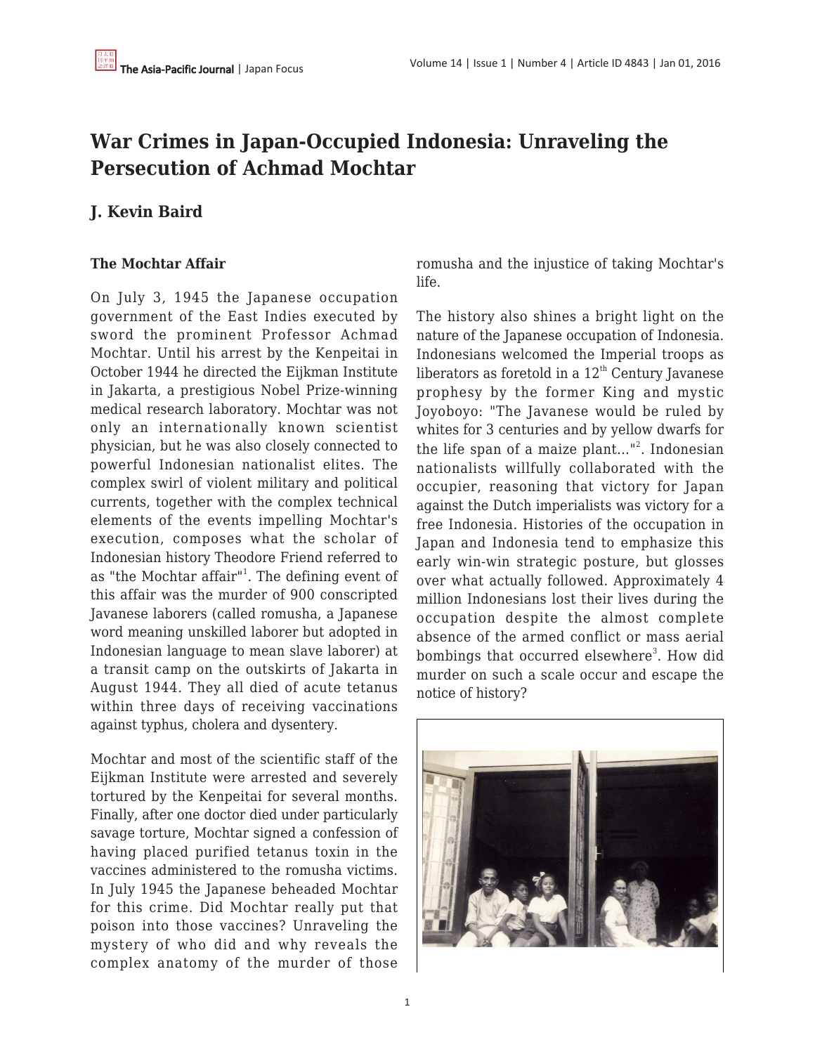# War Crimes in Japan-Occupied Indonesia: Unraveling the Persecution of Achmad Mochtar

## J. Kevin Baird

### The Mochtar Affair

On July 3, 1945 the Japanese occupation government of the East Indies executed by sword the prominent Professor Achmad Mochtar. Until his arrest by the Kenpeitai in October 1944 he directed the Eijkman Institute in Jakarta, a prestigious Nobel Prize-winning medical research laboratory. Mochtar was not only an internationally known scientist physician, but he was also closely connected to powerful Indonesian nationalist elites. The complex swirl of violent military and political currents, together with the complex technical elements of the events impelling Mochtar's execution, composes what the scholar of Indonesian history Theodore Friend referred to as "the Mochtar affair"[1]. The defining event of this affair was the murder of 900 conscripted Javanese laborers (called romusha, a Japanese word meaning unskilled laborer but adopted in Indonesian language to mean slave laborer) at a transit camp on the outskirts of Jakarta in August 1944. They all died of acute tetanus within three days of receiving vaccinations against typhus, cholera and dysentery.

Mochtar and most of the scientific staff of the Eijkman Institute were arrested and severely tortured by the Kenpeitai for several months. Finally, after one doctor died under particularly savage torture, Mochtar signed a confession of having placed purified tetanus toxin in the vaccines administered to the romusha victims. In July 1945 the Japanese beheaded Mochtar for this crime. Did Mochtar really put that poison into those vaccines? Unraveling the mystery of who did and why reveals the complex anatomy of the murder of those romusha and the injustice of taking Mochtar's life.

The history also shines a bright light on the nature of the Japanese occupation of Indonesia. Indonesians welcomed the Imperial troops as liberators as foretold in a 12th Century Javanese prophesy by the former King and mystic Joyoboyo: "The Javanese would be ruled by whites for 3 centuries and by yellow dwarfs for the life span of a maize plant..."[2]. Indonesian nationalists willfully collaborated with the occupier, reasoning that victory for Japan against the Dutch imperialists was victory for a free Indonesia. Histories of the occupation in Japan and Indonesia tend to emphasize this early win-win strategic posture, but glosses over what actually followed. Approximately 4 million Indonesians lost their lives during the occupation despite the almost complete absence of the armed conflict or mass aerial bombings that occurred elsewhere[3]. How did murder on such a scale occur and escape the notice of history?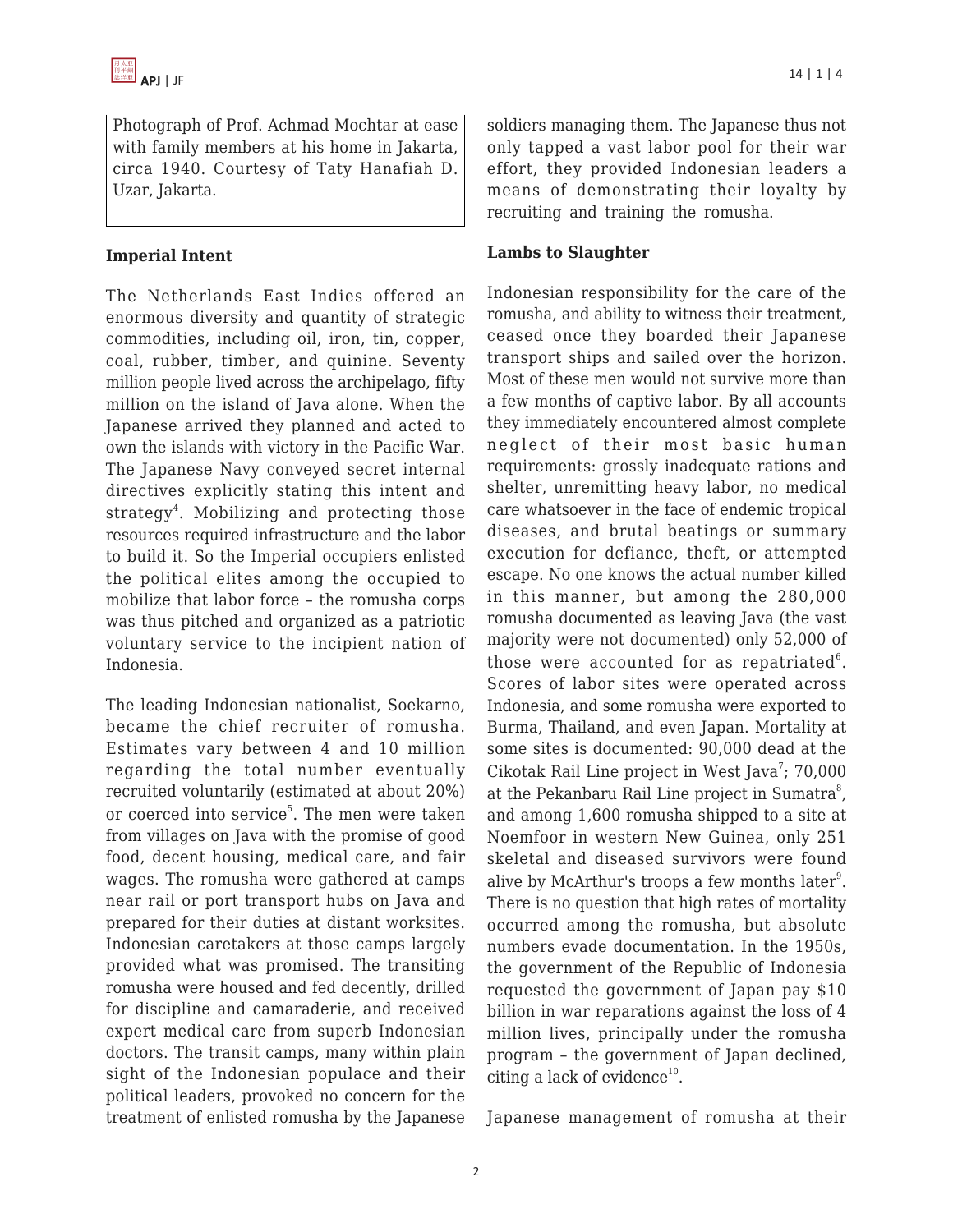Photograph of Prof. Achmad Mochtar at ease with family members at his home in Jakarta, circa 1940. Courtesy of Taty Hanafiah D. Uzar, Jakarta.

**Imperial Intent**

The Netherlands East Indies offered an enormous diversity and quantity of strategic commodities, including oil, iron, tin, copper, coal, rubber, timber, and quinine. Seventy million people lived across the archipelago, fifty million on the island of Java alone. When the Japanese arrived they planned and acted to own the islands with victory in the Pacific War. The Japanese Navy conveyed secret internal directives explicitly stating this intent and strategy[4]. Mobilizing and protecting those resources required infrastructure and the labor to build it. So the Imperial occupiers enlisted the political elites among the occupied to mobilize that labor force – the romusha corps was thus pitched and organized as a patriotic voluntary service to the incipient nation of Indonesia.

The leading Indonesian nationalist, Soekarno, became the chief recruiter of romusha. Estimates vary between 4 and 10 million regarding the total number eventually recruited voluntarily (estimated at about 20%) or coerced into service[5]. The men were taken from villages on Java with the promise of good food, decent housing, medical care, and fair wages. The romusha were gathered at camps near rail or port transport hubs on Java and prepared for their duties at distant worksites. Indonesian caretakers at those camps largely provided what was promised. The transiting romusha were housed and fed decently, drilled for discipline and camaraderie, and received expert medical care from superb Indonesian doctors. The transit camps, many within plain sight of the Indonesian populace and their political leaders, provoked no concern for the treatment of enlisted romusha by the Japanese soldiers managing them. The Japanese thus not only tapped a vast labor pool for their war effort, they provided Indonesian leaders a means of demonstrating their loyalty by recruiting and training the romusha.

**Lambs to Slaughter**

Indonesian responsibility for the care of the romusha, and ability to witness their treatment, ceased once they boarded their Japanese transport ships and sailed over the horizon. Most of these men would not survive more than a few months of captive labor. By all accounts they immediately encountered almost complete neglect of their most basic human requirements: grossly inadequate rations and shelter, unremitting heavy labor, no medical care whatsoever in the face of endemic tropical diseases, and brutal beatings or summary execution for defiance, theft, or attempted escape. No one knows the actual number killed in this manner, but among the 280,000 romusha documented as leaving Java (the vast majority were not documented) only 52,000 of those were accounted for as repatriated[6]. Scores of labor sites were operated across Indonesia, and some romusha were exported to Burma, Thailand, and even Japan. Mortality at some sites is documented: 90,000 dead at the Cikotak Rail Line project in West Java[7]; 70,000 at the Pekanbaru Rail Line project in Sumatra[8], and among 1,600 romusha shipped to a site at Noemfoor in western New Guinea, only 251 skeletal and diseased survivors were found alive by McArthur's troops a few months later[9]. There is no question that high rates of mortality occurred among the romusha, but absolute numbers evade documentation. In the 1950s, the government of the Republic of Indonesia requested the government of Japan pay $10 billion in war reparations against the loss of 4 million lives, principally under the romusha program – the government of Japan declined, citing a lack of evidence[10].

Japanese management of romusha at their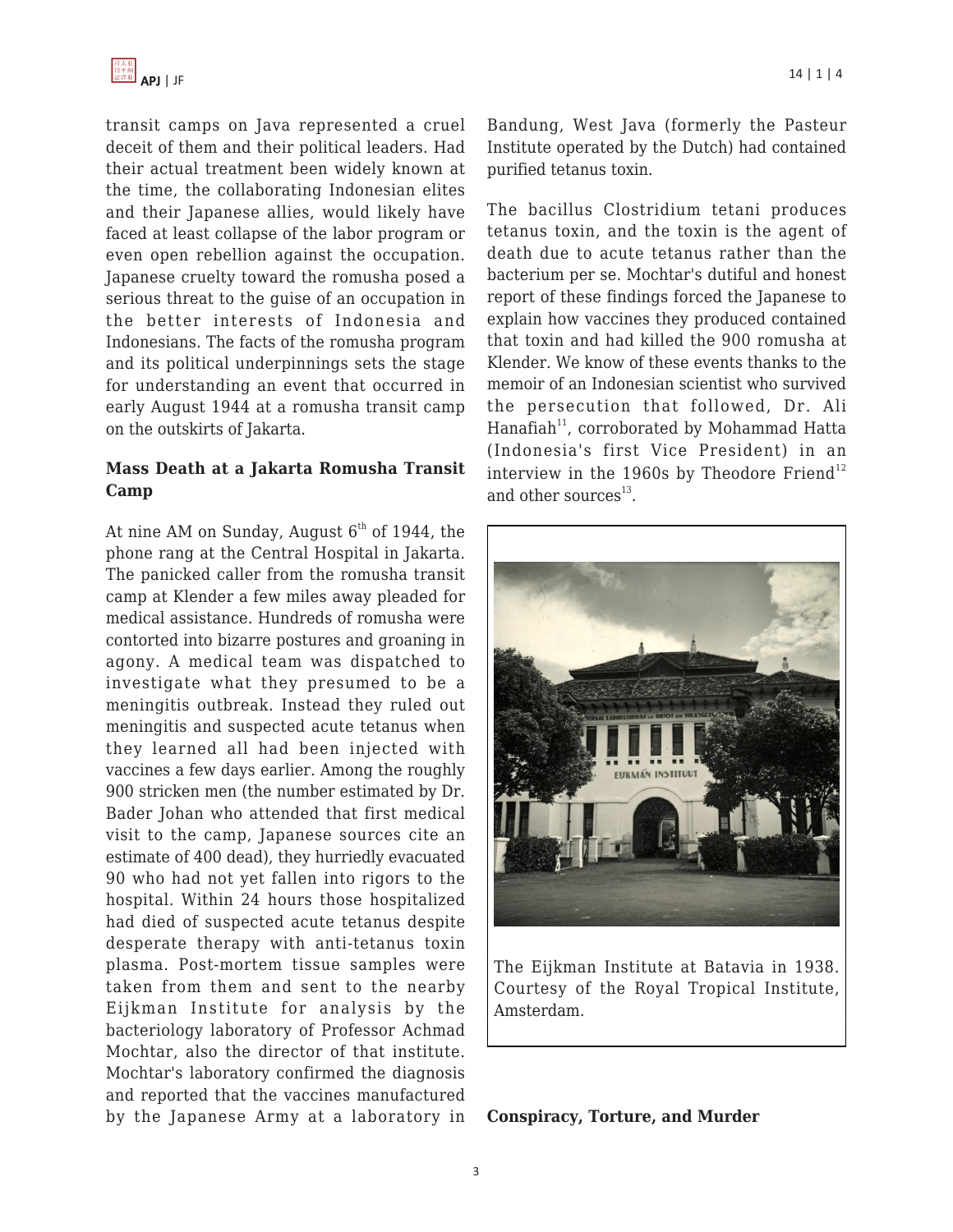transit camps on Java represented a cruel deceit of them and their political leaders. Had their actual treatment been widely known at the time, the collaborating Indonesian elites and their Japanese allies, would likely have faced at least collapse of the labor program or even open rebellion against the occupation. Japanese cruelty toward the romusha posed a serious threat to the guise of an occupation in the better interests of Indonesia and Indonesians. The facts of the romusha program and its political underpinnings sets the stage for understanding an event that occurred in early August 1944 at a romusha transit camp on the outskirts of Jakarta.

### Mass Death at a Jakarta Romusha Transit Camp

At nine AM on Sunday, August 6th of 1944, the phone rang at the Central Hospital in Jakarta. The panicked caller from the romusha transit camp at Klender a few miles away pleaded for medical assistance. Hundreds of romusha were contorted into bizarre postures and groaning in agony. A medical team was dispatched to investigate what they presumed to be a meningitis outbreak. Instead they ruled out meningitis and suspected acute tetanus when they learned all had been injected with vaccines a few days earlier. Among the roughly 900 stricken men (the number estimated by Dr. Bader Johan who attended that first medical visit to the camp, Japanese sources cite an estimate of 400 dead), they hurriedly evacuated 90 who had not yet fallen into rigors to the hospital. Within 24 hours those hospitalized had died of suspected acute tetanus despite desperate therapy with anti-tetanus toxin plasma. Post-mortem tissue samples were taken from them and sent to the nearby Eijkman Institute for analysis by the bacteriology laboratory of Professor Achmad Mochtar, also the director of that institute. Mochtar's laboratory confirmed the diagnosis and reported that the vaccines manufactured by the Japanese Army at a laboratory in Bandung, West Java (formerly the Pasteur Institute operated by the Dutch) had contained purified tetanus toxin.

The bacillus Clostridium tetani produces tetanus toxin, and the toxin is the agent of death due to acute tetanus rather than the bacterium per se. Mochtar's dutiful and honest report of these findings forced the Japanese to explain how vaccines they produced contained that toxin and had killed the 900 romusha at Klender. We know of these events thanks to the memoir of an Indonesian scientist who survived the persecution that followed, Dr. Ali Hanafiah[11], corroborated by Mohammad Hatta (Indonesia's first Vice President) in an interview in the 1960s by Theodore Friend[12] and other sources[13].

The Eijkman Institute at Batavia in 1938. Courtesy of the Royal Tropical Institute, Amsterdam.

### Conspiracy, Torture, and Murder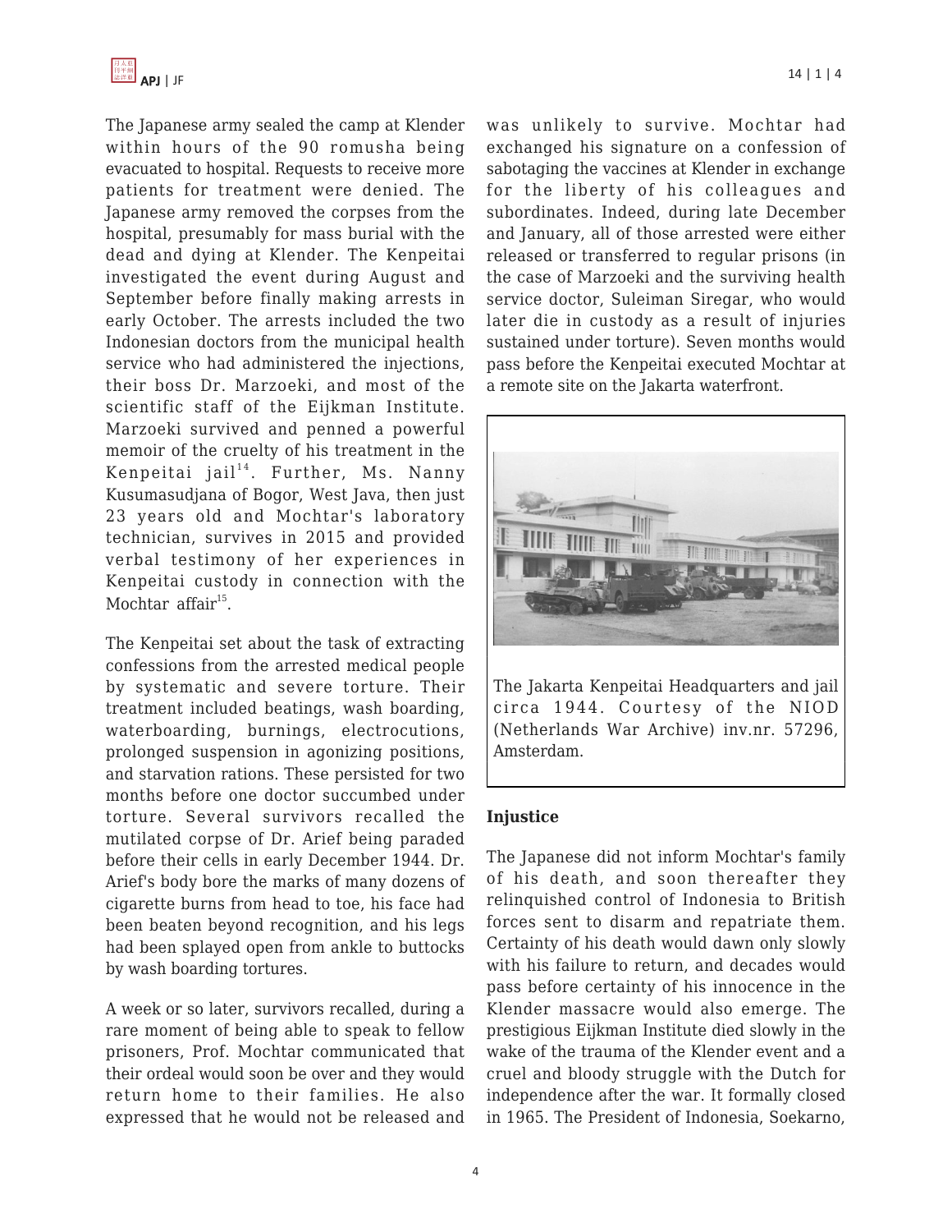The Japanese army sealed the camp at Klender within hours of the 90 romusha being evacuated to hospital. Requests to receive more patients for treatment were denied. The Japanese army removed the corpses from the hospital, presumably for mass burial with the dead and dying at Klender. The Kenpeitai investigated the event during August and September before finally making arrests in early October. The arrests included the two Indonesian doctors from the municipal health service who had administered the injections, their boss Dr. Marzoeki, and most of the scientific staff of the Eijkman Institute. Marzoeki survived and penned a powerful memoir of the cruelty of his treatment in the Kenpeitai jail[14]. Further, Ms. Nanny Kusumasudjana of Bogor, West Java, then just 23 years old and Mochtar's laboratory technician, survives in 2015 and provided verbal testimony of her experiences in Kenpeitai custody in connection with the Mochtar affair[15].

The Kenpeitai set about the task of extracting confessions from the arrested medical people by systematic and severe torture. Their treatment included beatings, wash boarding, waterboarding, burnings, electrocutions, prolonged suspension in agonizing positions, and starvation rations. These persisted for two months before one doctor succumbed under torture. Several survivors recalled the mutilated corpse of Dr. Arief being paraded before their cells in early December 1944. Dr. Arief's body bore the marks of many dozens of cigarette burns from head to toe, his face had been beaten beyond recognition, and his legs had been splayed open from ankle to buttocks by wash boarding tortures.

A week or so later, survivors recalled, during a rare moment of being able to speak to fellow prisoners, Prof. Mochtar communicated that their ordeal would soon be over and they would return home to their families. He also expressed that he would not be released and was unlikely to survive. Mochtar had exchanged his signature on a confession of sabotaging the vaccines at Klender in exchange for the liberty of his colleagues and subordinates. Indeed, during late December and January, all of those arrested were either released or transferred to regular prisons (in the case of Marzoeki and the surviving health service doctor, Suleiman Siregar, who would later die in custody as a result of injuries sustained under torture). Seven months would pass before the Kenpeitai executed Mochtar at a remote site on the Jakarta waterfront.

The Jakarta Kenpeitai Headquarters and jail circa 1944. Courtesy of the NIOD (Netherlands War Archive) inv.nr. 57296, Amsterdam.

**Injustice**

The Japanese did not inform Mochtar's family of his death, and soon thereafter they relinquished control of Indonesia to British forces sent to disarm and repatriate them. Certainty of his death would dawn only slowly with his failure to return, and decades would pass before certainty of his innocence in the Klender massacre would also emerge. The prestigious Eijkman Institute died slowly in the wake of the trauma of the Klender event and a cruel and bloody struggle with the Dutch for independence after the war. It formally closed in 1965. The President of Indonesia, Soekarno,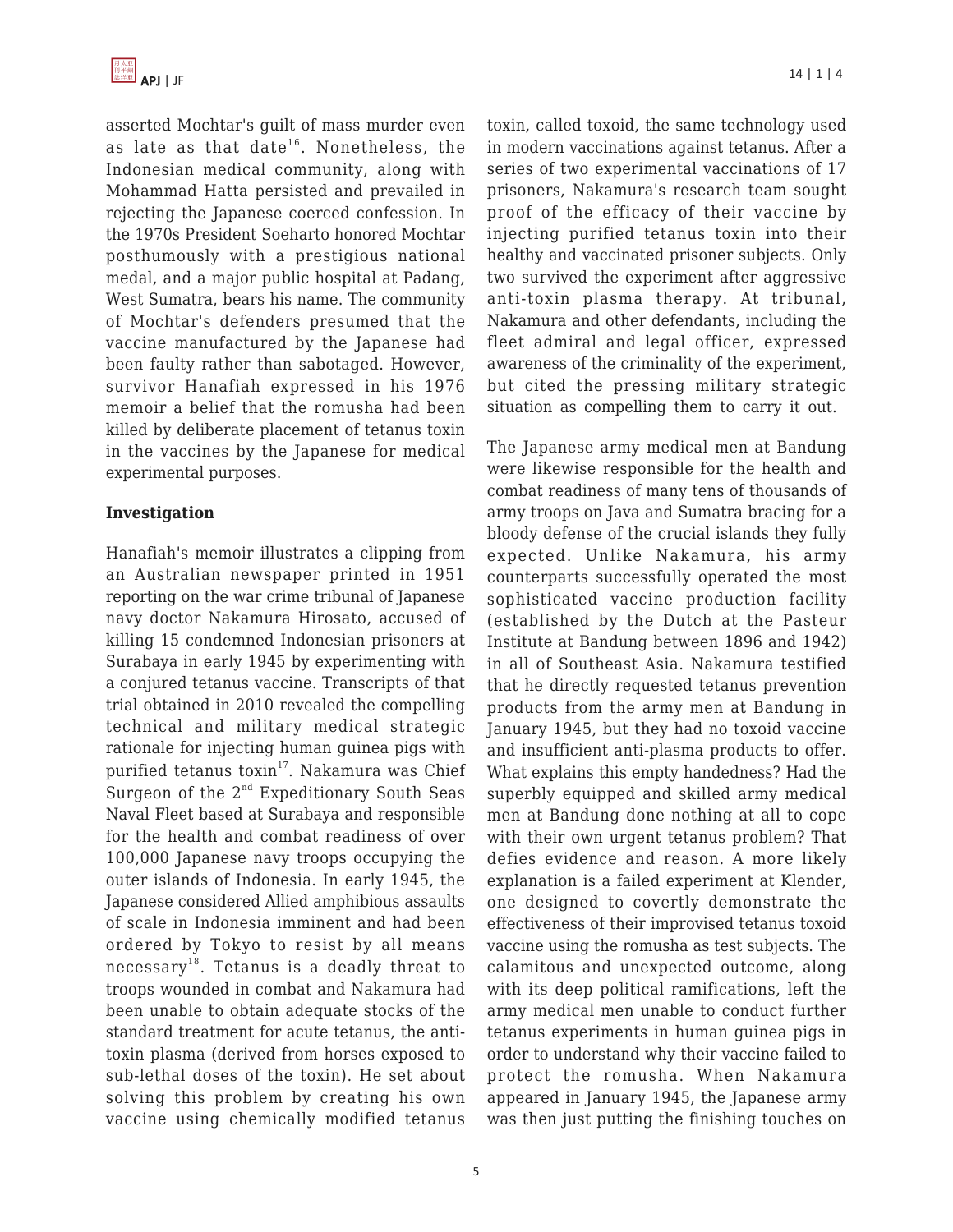asserted Mochtar's guilt of mass murder even as late as that date[16]. Nonetheless, the Indonesian medical community, along with Mohammad Hatta persisted and prevailed in rejecting the Japanese coerced confession. In the 1970s President Soeharto honored Mochtar posthumously with a prestigious national medal, and a major public hospital at Padang, West Sumatra, bears his name. The community of Mochtar's defenders presumed that the vaccine manufactured by the Japanese had been faulty rather than sabotaged. However, survivor Hanafiah expressed in his 1976 memoir a belief that the romusha had been killed by deliberate placement of tetanus toxin in the vaccines by the Japanese for medical experimental purposes.

**Investigation**

Hanafiah's memoir illustrates a clipping from an Australian newspaper printed in 1951 reporting on the war crime tribunal of Japanese navy doctor Nakamura Hirosato, accused of killing 15 condemned Indonesian prisoners at Surabaya in early 1945 by experimenting with a conjured tetanus vaccine. Transcripts of that trial obtained in 2010 revealed the compelling technical and military medical strategic rationale for injecting human guinea pigs with purified tetanus toxin[17]. Nakamura was Chief Surgeon of the 2nd Expeditionary South Seas Naval Fleet based at Surabaya and responsible for the health and combat readiness of over 100,000 Japanese navy troops occupying the outer islands of Indonesia. In early 1945, the Japanese considered Allied amphibious assaults of scale in Indonesia imminent and had been ordered by Tokyo to resist by all means necessary[18]. Tetanus is a deadly threat to troops wounded in combat and Nakamura had been unable to obtain adequate stocks of the standard treatment for acute tetanus, the anti-toxin plasma (derived from horses exposed to sub-lethal doses of the toxin). He set about solving this problem by creating his own vaccine using chemically modified tetanus toxin, called toxoid, the same technology used in modern vaccinations against tetanus. After a series of two experimental vaccinations of 17 prisoners, Nakamura's research team sought proof of the efficacy of their vaccine by injecting purified tetanus toxin into their healthy and vaccinated prisoner subjects. Only two survived the experiment after aggressive anti-toxin plasma therapy. At tribunal, Nakamura and other defendants, including the fleet admiral and legal officer, expressed awareness of the criminality of the experiment, but cited the pressing military strategic situation as compelling them to carry it out.

The Japanese army medical men at Bandung were likewise responsible for the health and combat readiness of many tens of thousands of army troops on Java and Sumatra bracing for a bloody defense of the crucial islands they fully expected. Unlike Nakamura, his army counterparts successfully operated the most sophisticated vaccine production facility (established by the Dutch at the Pasteur Institute at Bandung between 1896 and 1942) in all of Southeast Asia. Nakamura testified that he directly requested tetanus prevention products from the army men at Bandung in January 1945, but they had no toxoid vaccine and insufficient anti-plasma products to offer. What explains this empty handedness? Had the superbly equipped and skilled army medical men at Bandung done nothing at all to cope with their own urgent tetanus problem? That defies evidence and reason. A more likely explanation is a failed experiment at Klender, one designed to covertly demonstrate the effectiveness of their improvised tetanus toxoid vaccine using the romusha as test subjects. The calamitous and unexpected outcome, along with its deep political ramifications, left the army medical men unable to conduct further tetanus experiments in human guinea pigs in order to understand why their vaccine failed to protect the romusha. When Nakamura appeared in January 1945, the Japanese army was then just putting the finishing touches on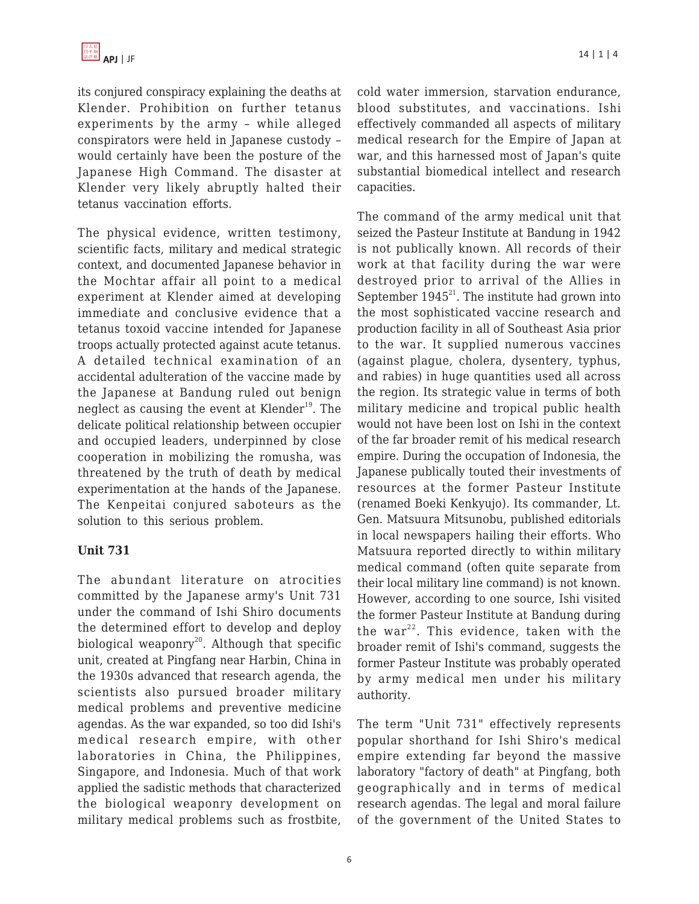its conjured conspiracy explaining the deaths at Klender. Prohibition on further tetanus experiments by the army – while alleged conspirators were held in Japanese custody – would certainly have been the posture of the Japanese High Command. The disaster at Klender very likely abruptly halted their tetanus vaccination efforts.

The physical evidence, written testimony, scientific facts, military and medical strategic context, and documented Japanese behavior in the Mochtar affair all point to a medical experiment at Klender aimed at developing immediate and conclusive evidence that a tetanus toxoid vaccine intended for Japanese troops actually protected against acute tetanus. A detailed technical examination of an accidental adulteration of the vaccine made by the Japanese at Bandung ruled out benign neglect as causing the event at Klender[19]. The delicate political relationship between occupier and occupied leaders, underpinned by close cooperation in mobilizing the romusha, was threatened by the truth of death by medical experimentation at the hands of the Japanese. The Kenpeitai conjured saboteurs as the solution to this serious problem.

## Unit 731

The abundant literature on atrocities committed by the Japanese army's Unit 731 under the command of Ishi Shiro documents the determined effort to develop and deploy biological weaponry[20]. Although that specific unit, created at Pingfang near Harbin, China in the 1930s advanced that research agenda, the scientists also pursued broader military medical problems and preventive medicine agendas. As the war expanded, so too did Ishi's medical research empire, with other laboratories in China, the Philippines, Singapore, and Indonesia. Much of that work applied the sadistic methods that characterized the biological weaponry development on military medical problems such as frostbite, cold water immersion, starvation endurance, blood substitutes, and vaccinations. Ishi effectively commanded all aspects of military medical research for the Empire of Japan at war, and this harnessed most of Japan's quite substantial biomedical intellect and research capacities.

The command of the army medical unit that seized the Pasteur Institute at Bandung in 1942 is not publically known. All records of their work at that facility during the war were destroyed prior to arrival of the Allies in September 1945[21]. The institute had grown into the most sophisticated vaccine research and production facility in all of Southeast Asia prior to the war. It supplied numerous vaccines (against plague, cholera, dysentery, typhus, and rabies) in huge quantities used all across the region. Its strategic value in terms of both military medicine and tropical public health would not have been lost on Ishi in the context of the far broader remit of his medical research empire. During the occupation of Indonesia, the Japanese publically touted their investments of resources at the former Pasteur Institute (renamed Boeki Kenkyujo). Its commander, Lt. Gen. Matsuura Mitsunobu, published editorials in local newspapers hailing their efforts. Who Matsuura reported directly to within military medical command (often quite separate from their local military line command) is not known. However, according to one source, Ishi visited the former Pasteur Institute at Bandung during the war[22]. This evidence, taken with the broader remit of Ishi's command, suggests the former Pasteur Institute was probably operated by army medical men under his military authority.

The term "Unit 731" effectively represents popular shorthand for Ishi Shiro's medical empire extending far beyond the massive laboratory "factory of death" at Pingfang, both geographically and in terms of medical research agendas. The legal and moral failure of the government of the United States to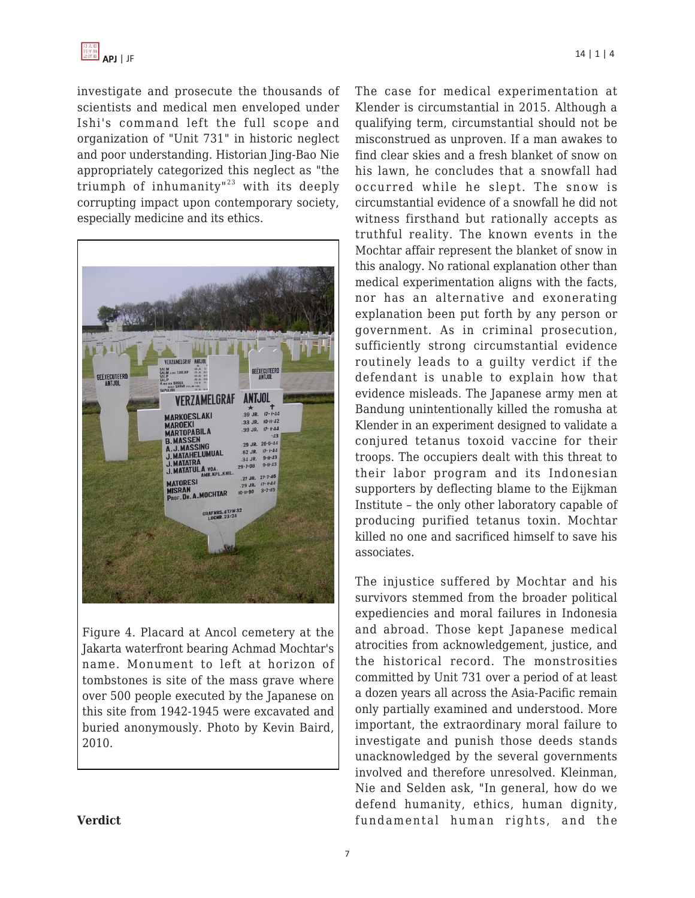investigate and prosecute the thousands of scientists and medical men enveloped under Ishi's command left the full scope and organization of "Unit 731" in historic neglect and poor understanding. Historian Jing-Bao Nie appropriately categorized this neglect as "the triumph of inhumanity"[23] with its deeply corrupting impact upon contemporary society, especially medicine and its ethics.

Figure 4. Placard at Ancol cemetery at the Jakarta waterfront bearing Achmad Mochtar's name. Monument to left at horizon of tombstones is site of the mass grave where over 500 people executed by the Japanese on this site from 1942-1945 were excavated and buried anonymously. Photo by Kevin Baird, 2010.

**Verdict**

The case for medical experimentation at Klender is circumstantial in 2015. Although a qualifying term, circumstantial should not be misconstrued as unproven. If a man awakes to find clear skies and a fresh blanket of snow on his lawn, he concludes that a snowfall had occurred while he slept. The snow is circumstantial evidence of a snowfall he did not witness firsthand but rationally accepts as truthful reality. The known events in the Mochtar affair represent the blanket of snow in this analogy. No rational explanation other than medical experimentation aligns with the facts, nor has an alternative and exonerating explanation been put forth by any person or government. As in criminal prosecution, sufficiently strong circumstantial evidence routinely leads to a guilty verdict if the defendant is unable to explain how that evidence misleads. The Japanese army men at Bandung unintentionally killed the romusha at Klender in an experiment designed to validate a conjured tetanus toxoid vaccine for their troops. The occupiers dealt with this threat to their labor program and its Indonesian supporters by deflecting blame to the Eijkman Institute – the only other laboratory capable of producing purified tetanus toxin. Mochtar killed no one and sacrificed himself to save his associates.

The injustice suffered by Mochtar and his survivors stemmed from the broader political expediencies and moral failures in Indonesia and abroad. Those kept Japanese medical atrocities from acknowledgement, justice, and the historical record. The monstrosities committed by Unit 731 over a period of at least a dozen years all across the Asia-Pacific remain only partially examined and understood. More important, the extraordinary moral failure to investigate and punish those deeds stands unacknowledged by the several governments involved and therefore unresolved. Kleinman, Nie and Selden ask, "In general, how do we defend humanity, ethics, human dignity, fundamental human rights, and the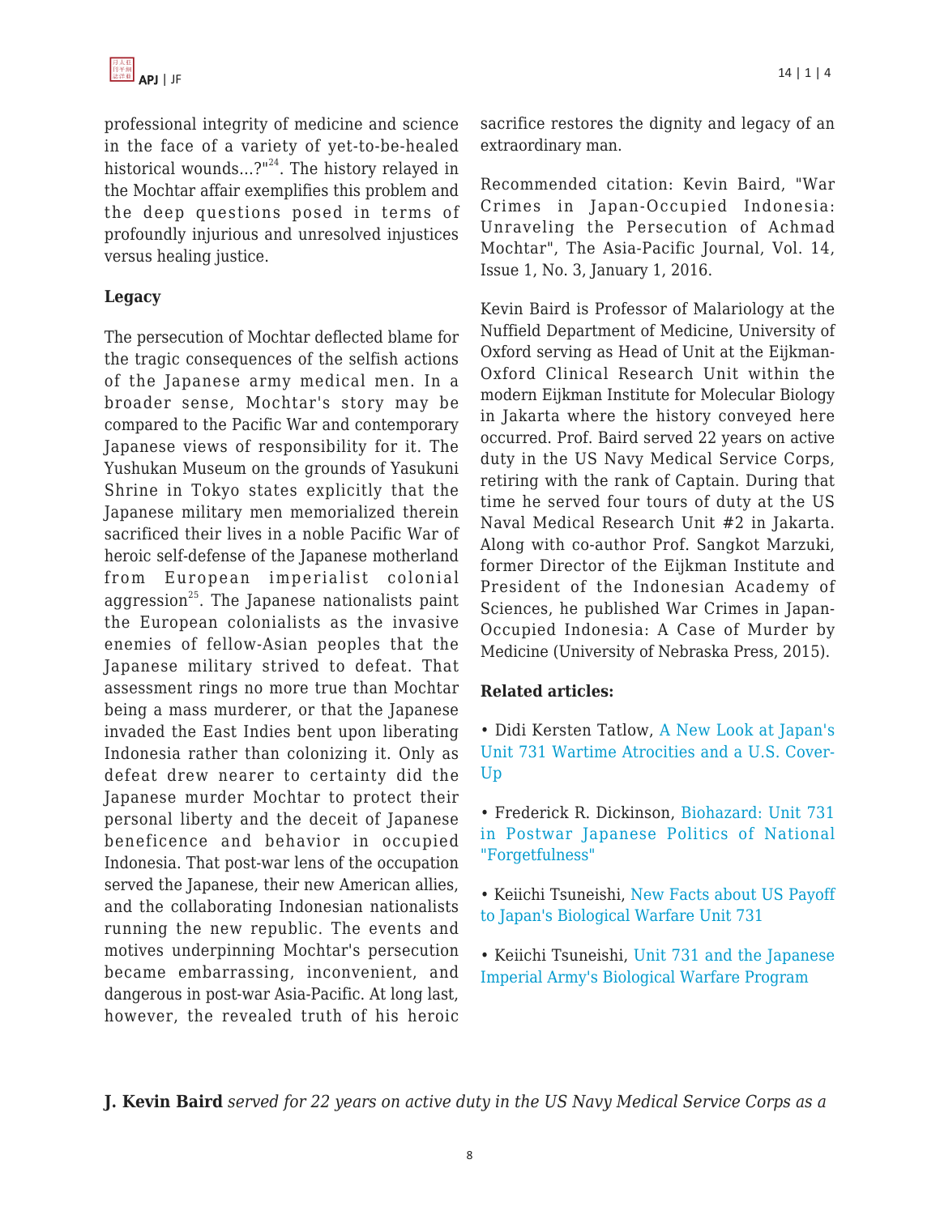professional integrity of medicine and science in the face of a variety of yet-to-be-healed historical wounds...?"[24]. The history relayed in the Mochtar affair exemplifies this problem and the deep questions posed in terms of profoundly injurious and unresolved injustices versus healing justice.

**Legacy**

The persecution of Mochtar deflected blame for the tragic consequences of the selfish actions of the Japanese army medical men. In a broader sense, Mochtar's story may be compared to the Pacific War and contemporary Japanese views of responsibility for it. The Yushukan Museum on the grounds of Yasukuni Shrine in Tokyo states explicitly that the Japanese military men memorialized therein sacrificed their lives in a noble Pacific War of heroic self-defense of the Japanese motherland from European imperialist colonial aggression[25]. The Japanese nationalists paint the European colonialists as the invasive enemies of fellow-Asian peoples that the Japanese military strived to defeat. That assessment rings no more true than Mochtar being a mass murderer, or that the Japanese invaded the East Indies bent upon liberating Indonesia rather than colonizing it. Only as defeat drew nearer to certainty did the Japanese murder Mochtar to protect their personal liberty and the deceit of Japanese beneficence and behavior in occupied Indonesia. That post-war lens of the occupation served the Japanese, their new American allies, and the collaborating Indonesian nationalists running the new republic. The events and motives underpinning Mochtar's persecution became embarrassing, inconvenient, and dangerous in post-war Asia-Pacific. At long last, however, the revealed truth of his heroic sacrifice restores the dignity and legacy of an extraordinary man.

Recommended citation: Kevin Baird, "War Crimes in Japan-Occupied Indonesia: Unraveling the Persecution of Achmad Mochtar", The Asia-Pacific Journal, Vol. 14, Issue 1, No. 3, January 1, 2016.

Kevin Baird is Professor of Malariology at the Nuffield Department of Medicine, University of Oxford serving as Head of Unit at the Eijkman-Oxford Clinical Research Unit within the modern Eijkman Institute for Molecular Biology in Jakarta where the history conveyed here occurred. Prof. Baird served 22 years on active duty in the US Navy Medical Service Corps, retiring with the rank of Captain. During that time he served four tours of duty at the US Naval Medical Research Unit #2 in Jakarta. Along with co-author Prof. Sangkot Marzuki, former Director of the Eijkman Institute and President of the Indonesian Academy of Sciences, he published War Crimes in Japan-Occupied Indonesia: A Case of Murder by Medicine (University of Nebraska Press, 2015).

**Related articles:**

- Didi Kersten Tatlow, A New Look at Japan's Unit 731 Wartime Atrocities and a U.S. Cover-Up
- Frederick R. Dickinson, Biohazard: Unit 731 in Postwar Japanese Politics of National "Forgetfulness"
- Keiichi Tsuneishi, New Facts about US Payoff to Japan's Biological Warfare Unit 731
- Keiichi Tsuneishi, Unit 731 and the Japanese Imperial Army's Biological Warfare Program

**J. Kevin Baird** *served for 22 years on active duty in the US Navy Medical Service Corps as a*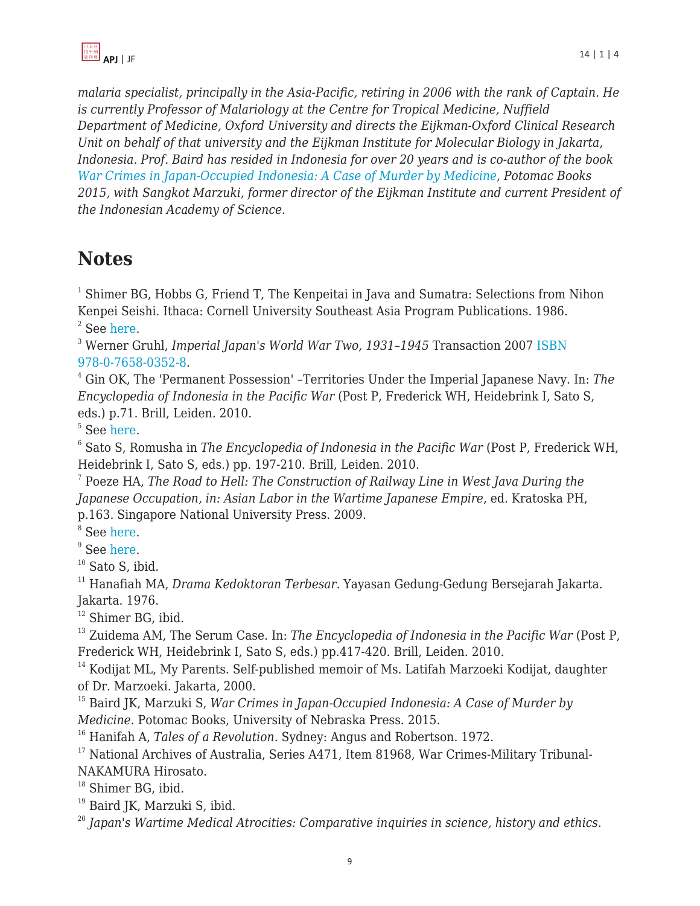*malaria specialist, principally in the Asia-Pacific, retiring in 2006 with the rank of Captain. He is currently Professor of Malariology at the Centre for Tropical Medicine, Nuffield Department of Medicine, Oxford University and directs the Eijkman-Oxford Clinical Research Unit on behalf of that university and the Eijkman Institute for Molecular Biology in Jakarta, Indonesia. Prof. Baird has resided in Indonesia for over 20 years and is co-author of the book War Crimes in Japan-Occupied Indonesia: A Case of Murder by Medicine, Potomac Books 2015, with Sangkot Marzuki, former director of the Eijkman Institute and current President of the Indonesian Academy of Science.*

## Notes

[1] Shimer BG, Hobbs G, Friend T, The Kenpeitai in Java and Sumatra: Selections from Nihon Kenpei Seishi. Ithaca: Cornell University Southeast Asia Program Publications. 1986.
[2] See here.
[3] Werner Gruhl, *Imperial Japan's World War Two, 1931–1945* Transaction 2007 ISBN 978-0-7658-0352-8.
[4] Gin OK, The 'Permanent Possession' –Territories Under the Imperial Japanese Navy. In: *The Encyclopedia of Indonesia in the Pacific War* (Post P, Frederick WH, Heidebrink I, Sato S, eds.) p.71. Brill, Leiden. 2010.
[5] See here.
[6] Sato S, Romusha in *The Encyclopedia of Indonesia in the Pacific War* (Post P, Frederick WH, Heidebrink I, Sato S, eds.) pp. 197-210. Brill, Leiden. 2010.
[7] Poeze HA, *The Road to Hell: The Construction of Railway Line in West Java During the Japanese Occupation, in: Asian Labor in the Wartime Japanese Empire*, ed. Kratoska PH, p.163. Singapore National University Press. 2009.
[8] See here.
[9] See here.
[10] Sato S, ibid.
[11] Hanafiah MA, *Drama Kedoktoran Terbesar*. Yayasan Gedung-Gedung Bersejarah Jakarta. Jakarta. 1976.
[12] Shimer BG, ibid.
[13] Zuidema AM, The Serum Case. In: *The Encyclopedia of Indonesia in the Pacific War* (Post P, Frederick WH, Heidebrink I, Sato S, eds.) pp.417-420. Brill, Leiden. 2010.
[14] Kodijat ML, My Parents. Self-published memoir of Ms. Latifah Marzoeki Kodijat, daughter of Dr. Marzoeki. Jakarta, 2000.
[15] Baird JK, Marzuki S, *War Crimes in Japan-Occupied Indonesia: A Case of Murder by Medicine*. Potomac Books, University of Nebraska Press. 2015.
[16] Hanifah A, *Tales of a Revolution*. Sydney: Angus and Robertson. 1972.
[17] National Archives of Australia, Series A471, Item 81968, War Crimes-Military Tribunal-NAKAMURA Hirosato.
[18] Shimer BG, ibid.
[19] Baird JK, Marzuki S, ibid.
[20] *Japan's Wartime Medical Atrocities: Comparative inquiries in science, history and ethics*.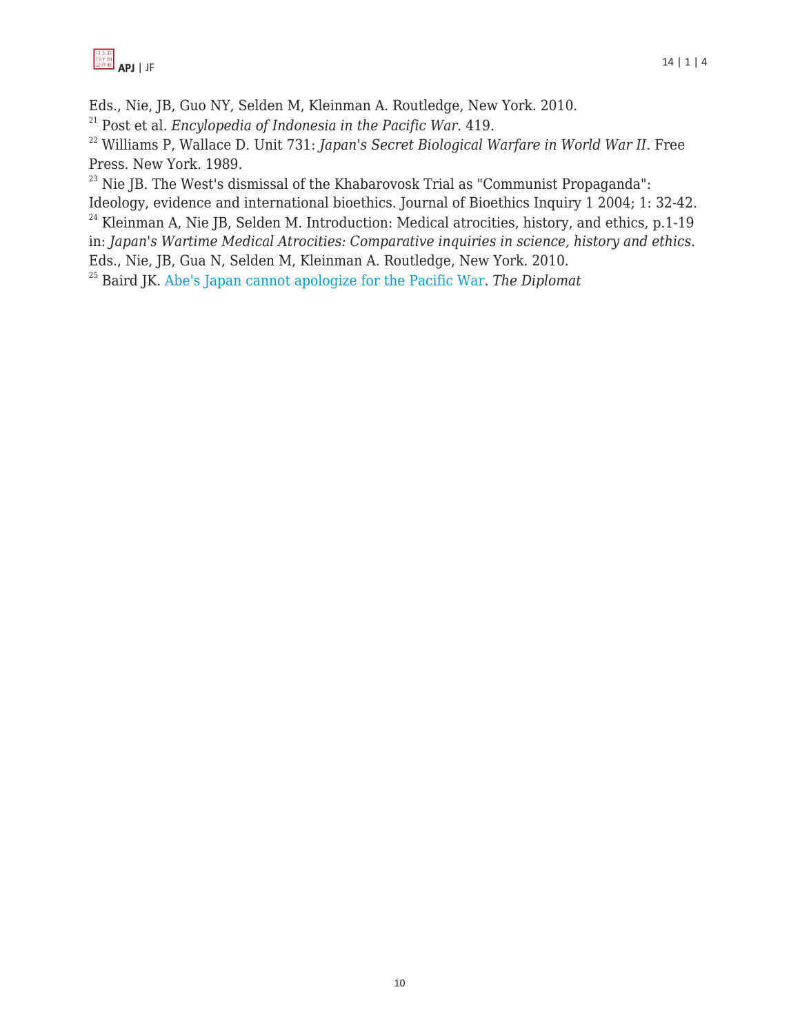Eds., Nie, JB, Guo NY, Selden M, Kleinman A. Routledge, New York. 2010.

[21] Post et al. *Encyclopedia of Indonesia in the Pacific War*. 419.

[22] Williams P, Wallace D. Unit 731: *Japan's Secret Biological Warfare in World War II*. Free Press. New York. 1989.

[23] Nie JB. The West's dismissal of the Khabarovosk Trial as "Communist Propaganda": Ideology, evidence and international bioethics. Journal of Bioethics Inquiry 1 2004; 1: 32-42.

[24] Kleinman A, Nie JB, Selden M. Introduction: Medical atrocities, history, and ethics, p.1-19 in: *Japan's Wartime Medical Atrocities: Comparative inquiries in science, history and ethics*. Eds., Nie, JB, Gua N, Selden M, Kleinman A. Routledge, New York. 2010.

[25] Baird JK. Abe's Japan cannot apologize for the Pacific War. *The Diplomat*